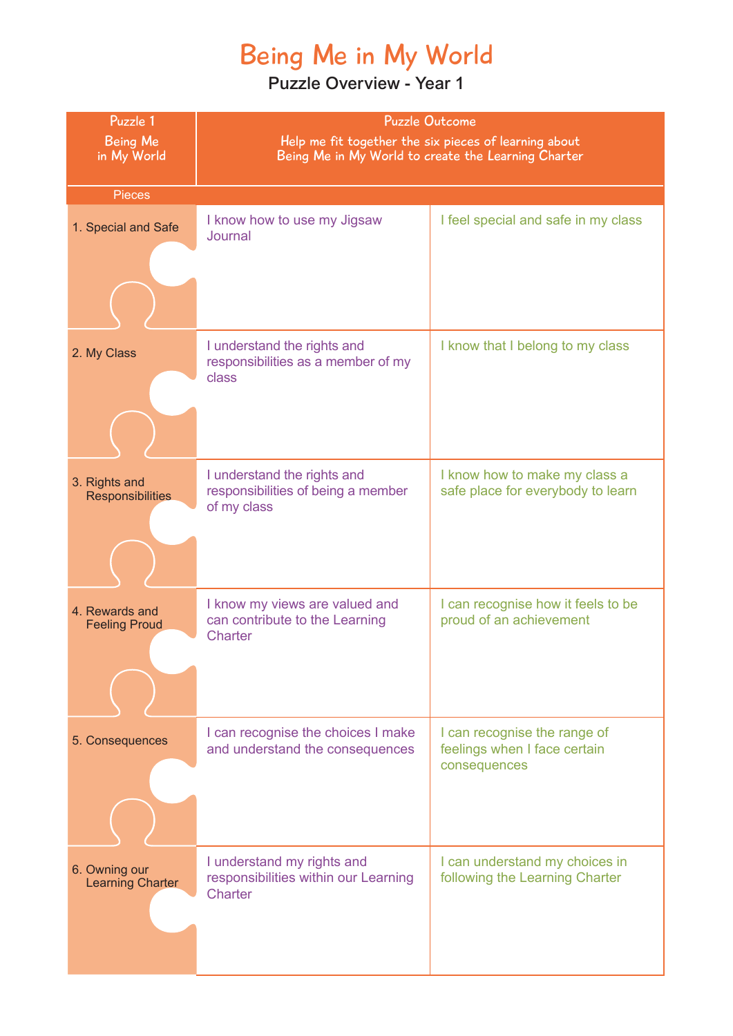# Being Me in My World

## Puzzle Overview - Year 1

| Puzzle 1<br>Being Me in My World | Puzzle Outcome<br>Help me fit together the six pieces of learning about Being Me in My World to create the Learning Charter | |
|---|---|---|
| Pieces | | |
| 1. Special and Safe | I know how to use my Jigsaw Journal | I feel special and safe in my class |
| 2. My Class | I understand the rights and responsibilities as a member of my class | I know that I belong to my class |
| 3. Rights and Responsibilities | I understand the rights and responsibilities of being a member of my class | I know how to make my class a safe place for everybody to learn |
| 4. Rewards and Feeling Proud | I know my views are valued and can contribute to the Learning Charter | I can recognise how it feels to be proud of an achievement |
| 5. Consequences | I can recognise the choices I make and understand the consequences | I can recognise the range of feelings when I face certain consequences |
| 6. Owning our Learning Charter | I understand my rights and responsibilities within our Learning Charter | I can understand my choices in following the Learning Charter |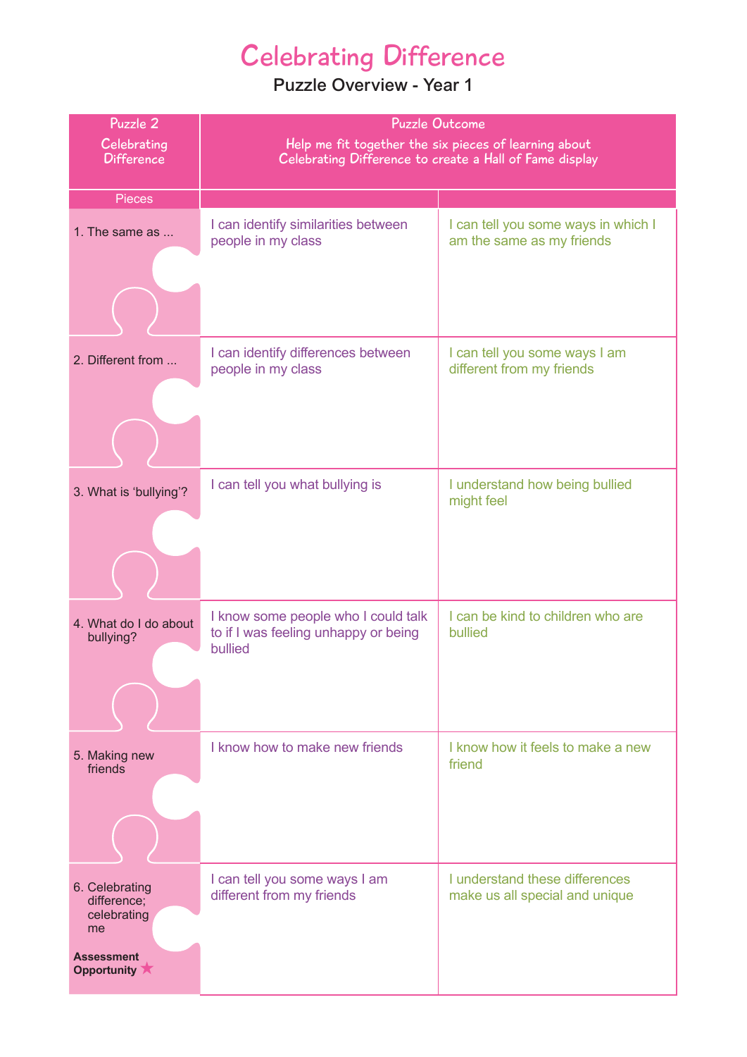# Celebrating Difference

## Puzzle Overview - Year 1

| Puzzle 2 Celebrating Difference | Puzzle Outcome Help me fit together the six pieces of learning about Celebrating Difference to create a Hall of Fame display | |
|---|---|---|
| Pieces | | |
| 1. The same as ... | I can identify similarities between people in my class | I can tell you some ways in which I am the same as my friends |
| 2. Different from ... | I can identify differences between people in my class | I can tell you some ways I am different from my friends |
| 3. What is 'bullying'? | I can tell you what bullying is | I understand how being bullied might feel |
| 4. What do I do about bullying? | I know some people who I could talk to if I was feeling unhappy or being bullied | I can be kind to children who are bullied |
| 5. Making new friends | I know how to make new friends | I know how it feels to make a new friend |
| 6. Celebrating difference; celebrating me **Assessment Opportunity** ★ | I can tell you some ways I am different from my friends | I understand these differences make us all special and unique |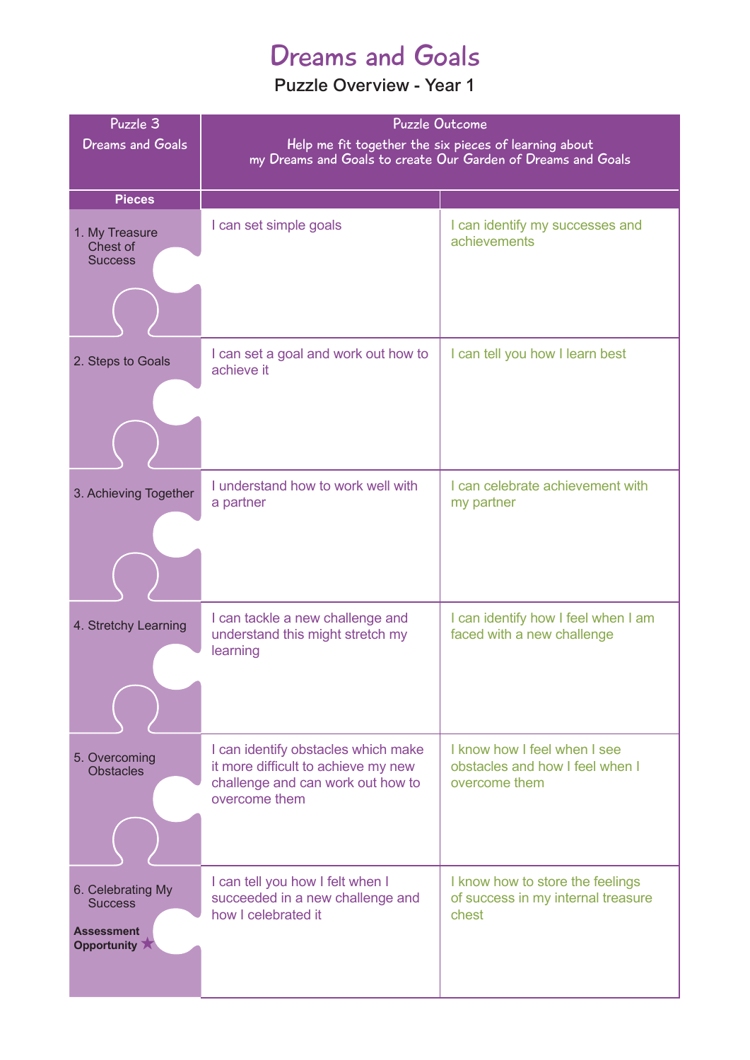# Dreams and Goals

## Puzzle Overview - Year 1

| Puzzle 3 Dreams and Goals | Puzzle Outcome Help me fit together the six pieces of learning about my Dreams and Goals to create Our Garden of Dreams and Goals | |
|---|---|---|
| **Pieces** | | |
| 1. My Treasure Chest of Success | I can set simple goals | I can identify my successes and achievements |
| 2. Steps to Goals | I can set a goal and work out how to achieve it | I can tell you how I learn best |
| 3. Achieving Together | I understand how to work well with a partner | I can celebrate achievement with my partner |
| 4. Stretchy Learning | I can tackle a new challenge and understand this might stretch my learning | I can identify how I feel when I am faced with a new challenge |
| 5. Overcoming Obstacles | I can identify obstacles which make it more difficult to achieve my new challenge and can work out how to overcome them | I know how I feel when I see obstacles and how I feel when I overcome them |
| 6. Celebrating My Success **Assessment Opportunity** ★ | I can tell you how I felt when I succeeded in a new challenge and how I celebrated it | I know how to store the feelings of success in my internal treasure chest |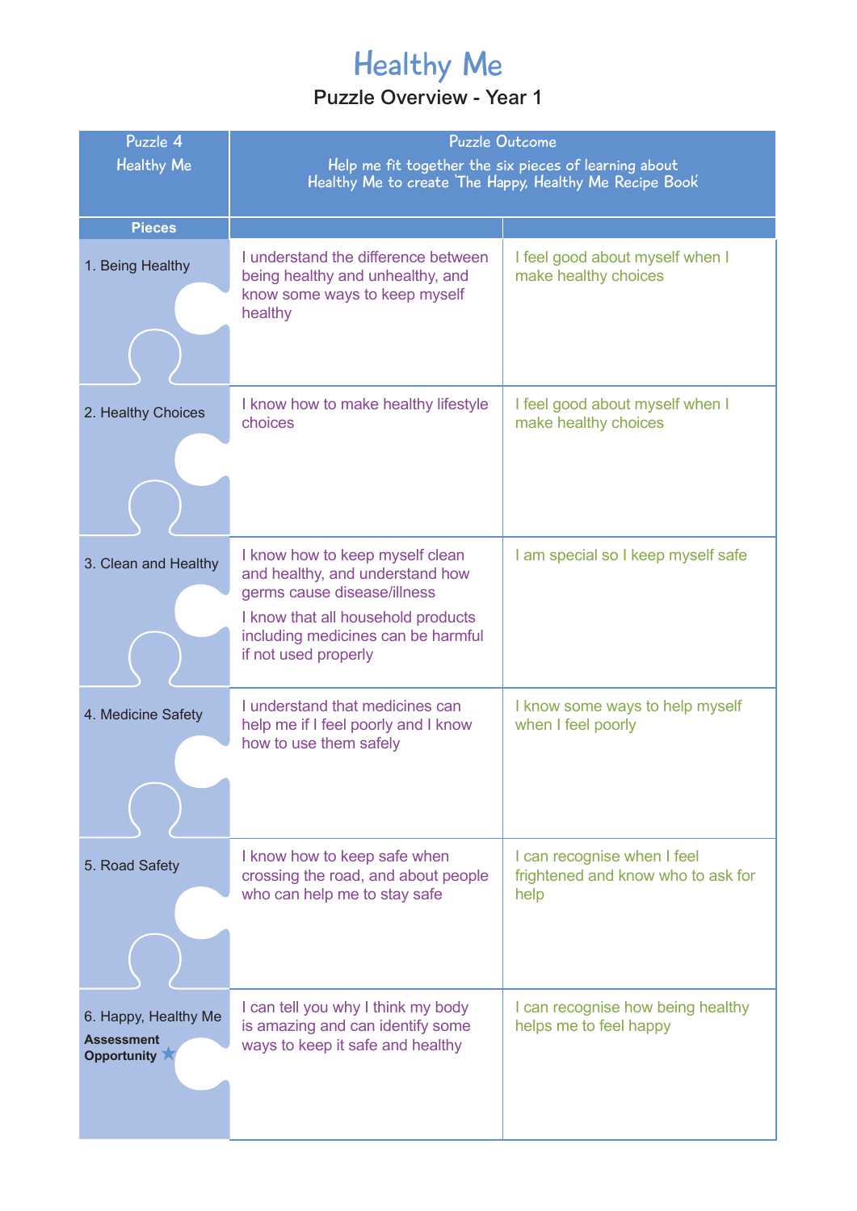# Healthy Me

## Puzzle Overview - Year 1

| Puzzle 4 Healthy Me | Puzzle Outcome Help me fit together the six pieces of learning about Healthy Me to create 'The Happy, Healthy Me Recipe Book' | |
|---|---|---|
| **Pieces** | | |
| 1. Being Healthy | I understand the difference between being healthy and unhealthy, and know some ways to keep myself healthy | I feel good about myself when I make healthy choices |
| 2. Healthy Choices | I know how to make healthy lifestyle choices | I feel good about myself when I make healthy choices |
| 3. Clean and Healthy | I know how to keep myself clean and healthy, and understand how germs cause disease/illness<br>I know that all household products including medicines can be harmful if not used properly | I am special so I keep myself safe |
| 4. Medicine Safety | I understand that medicines can help me if I feel poorly and I know how to use them safely | I know some ways to help myself when I feel poorly |
| 5. Road Safety | I know how to keep safe when crossing the road, and about people who can help me to stay safe | I can recognise when I feel frightened and know who to ask for help |
| 6. Happy, Healthy Me<br>**Assessment Opportunity** ★ | I can tell you why I think my body is amazing and can identify some ways to keep it safe and healthy | I can recognise how being healthy helps me to feel happy |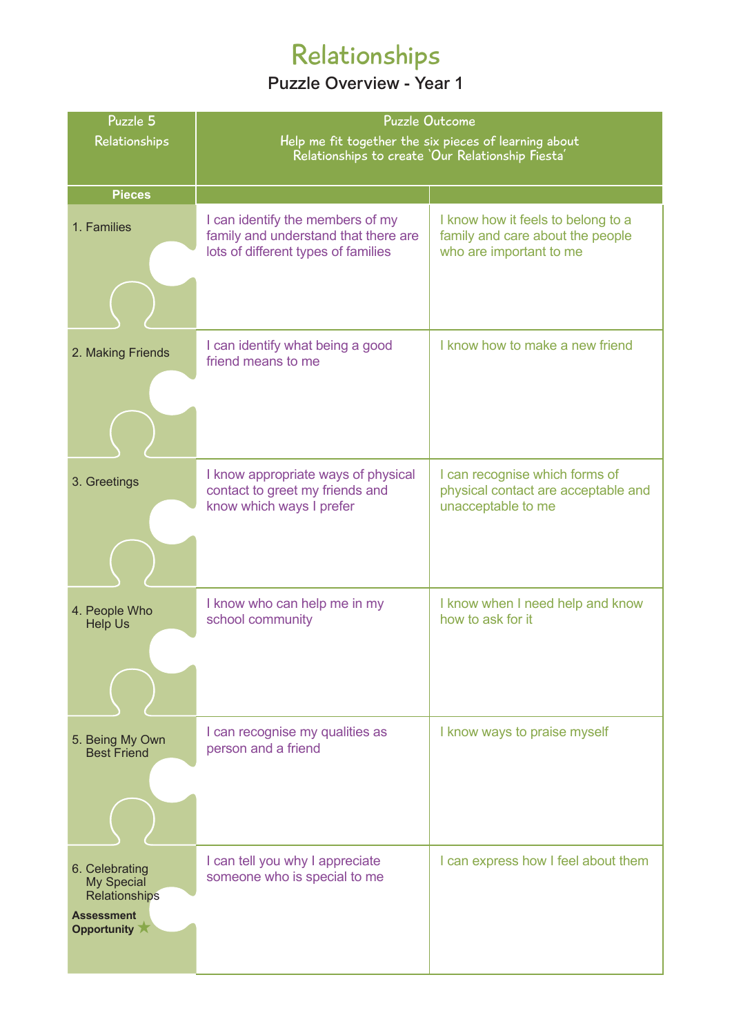# Relationships

## Puzzle Overview - Year 1

| Puzzle 5 Relationships | Puzzle Outcome Help me fit together the six pieces of learning about Relationships to create 'Our Relationship Fiesta' | |
|---|---|---|
| **Pieces** | | |
| 1. Families | I can identify the members of my family and understand that there are lots of different types of families | I know how it feels to belong to a family and care about the people who are important to me |
| 2. Making Friends | I can identify what being a good friend means to me | I know how to make a new friend |
| 3. Greetings | I know appropriate ways of physical contact to greet my friends and know which ways I prefer | I can recognise which forms of physical contact are acceptable and unacceptable to me |
| 4. People Who Help Us | I know who can help me in my school community | I know when I need help and know how to ask for it |
| 5. Being My Own Best Friend | I can recognise my qualities as person and a friend | I know ways to praise myself |
| 6. Celebrating My Special Relationships **Assessment Opportunity** ★ | I can tell you why I appreciate someone who is special to me | I can express how I feel about them |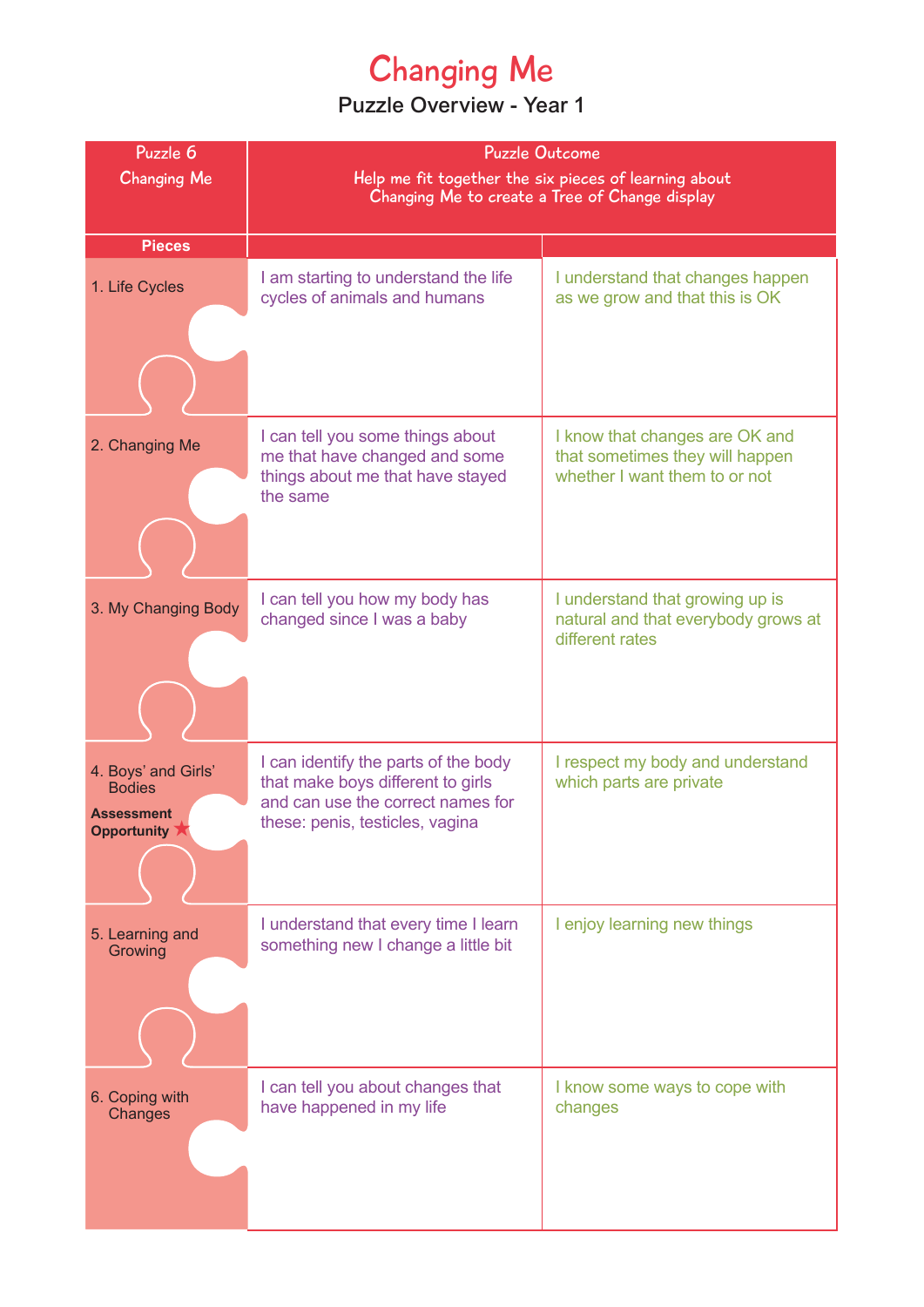# Changing Me

## Puzzle Overview - Year 1

| Puzzle 6<br>Changing Me | Puzzle Outcome<br>Help me fit together the six pieces of learning about Changing Me to create a Tree of Change display | |
|---|---|---|
| **Pieces** | | |
| 1. Life Cycles | I am starting to understand the life cycles of animals and humans | I understand that changes happen as we grow and that this is OK |
| 2. Changing Me | I can tell you some things about me that have changed and some things about me that have stayed the same | I know that changes are OK and that sometimes they will happen whether I want them to or not |
| 3. My Changing Body | I can tell you how my body has changed since I was a baby | I understand that growing up is natural and that everybody grows at different rates |
| 4. Boys' and Girls' Bodies<br>**Assessment Opportunity** ★ | I can identify the parts of the body that make boys different to girls and can use the correct names for these: penis, testicles, vagina | I respect my body and understand which parts are private |
| 5. Learning and Growing | I understand that every time I learn something new I change a little bit | I enjoy learning new things |
| 6. Coping with Changes | I can tell you about changes that have happened in my life | I know some ways to cope with changes |